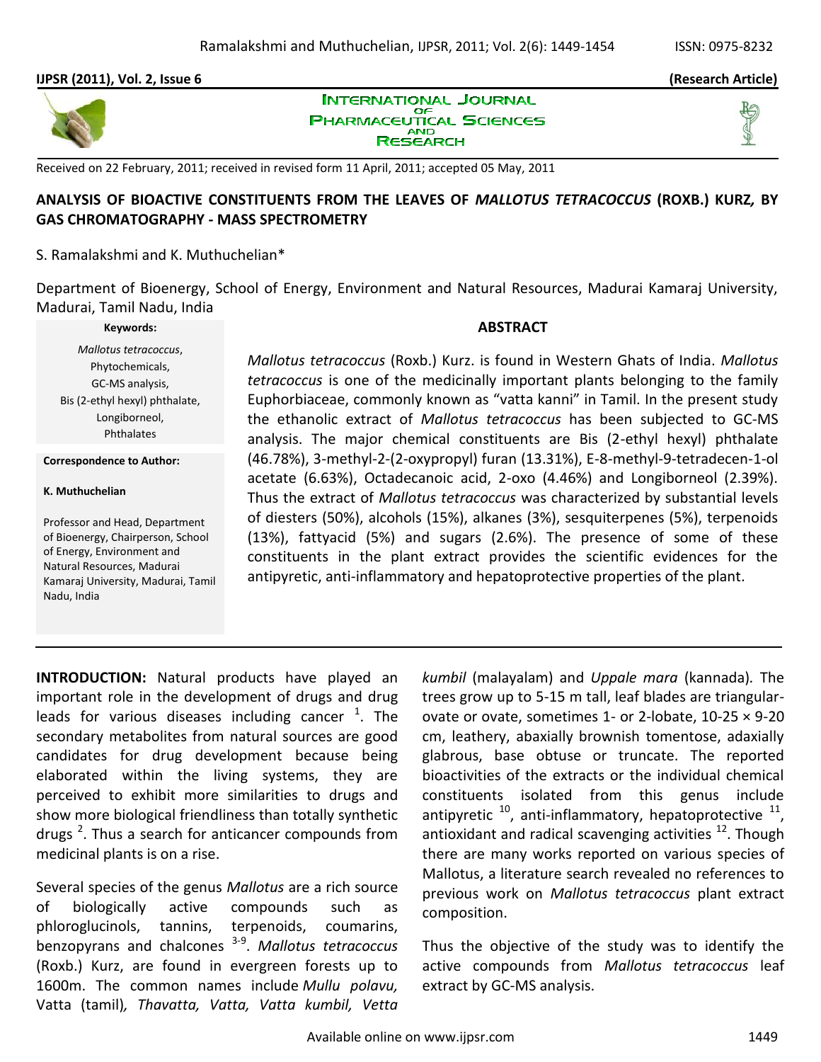Received on 22 February, 2011; received in revised form 11 April, 2011; accepted 05 May, 2011

# ANALYSIS OF BIOACTIVE CONSTITUENTS FROM THE LEAVES OF *MALLOTUS TETRACOCCUS* (ROXB.) KURZ, BY GAS CHROMATOGRAPHY - MASS SPECTROMETRY

S. Ramalakshmi and K. Muthuchelian*

Department of Bioenergy, School of Energy, Environment and Natural Resources, Madurai Kamaraj University, Madurai, Tamil Nadu, India

**Keywords:**

*Mallotus tetracoccus*, Phytochemicals, GC-MS analysis, Bis (2-ethyl hexyl) phthalate, Longiborneol, Phthalates

**Correspondence to Author:**

**K. Muthuchelian**

Professor and Head, Department of Bioenergy, Chairperson, School of Energy, Environment and Natural Resources, Madurai Kamaraj University, Madurai, Tamil Nadu, India

## ABSTRACT

*Mallotus tetracoccus* (Roxb.) Kurz. is found in Western Ghats of India. *Mallotus tetracoccus* is one of the medicinally important plants belonging to the family Euphorbiaceae, commonly known as "vatta kanni" in Tamil. In the present study the ethanolic extract of *Mallotus tetracoccus* has been subjected to GC-MS analysis. The major chemical constituents are Bis (2-ethyl hexyl) phthalate (46.78%), 3-methyl-2-(2-oxypropyl) furan (13.31%), E-8-methyl-9-tetradecen-1-ol acetate (6.63%), Octadecanoic acid, 2-oxo (4.46%) and Longiborneol (2.39%). Thus the extract of *Mallotus tetracoccus* was characterized by substantial levels of diesters (50%), alcohols (15%), alkanes (3%), sesquiterpenes (5%), terpenoids (13%), fattyacid (5%) and sugars (2.6%). The presence of some of these constituents in the plant extract provides the scientific evidences for the antipyretic, anti-inflammatory and hepatoprotective properties of the plant.

**INTRODUCTION:** Natural products have played an important role in the development of drugs and drug leads for various diseases including cancer [1]. The secondary metabolites from natural sources are good candidates for drug development because being elaborated within the living systems, they are perceived to exhibit more similarities to drugs and show more biological friendliness than totally synthetic drugs [2]. Thus a search for anticancer compounds from medicinal plants is on a rise.

Several species of the genus *Mallotus* are a rich source of biologically active compounds such as phloroglucinols, tannins, terpenoids, coumarins, benzopyrans and chalcones [3-9]. *Mallotus tetracoccus* (Roxb.) Kurz, are found in evergreen forests up to 1600m. The common names include *Mullu polavu,* Vatta (tamil)*, Thavatta, Vatta, Vatta kumbil, Vetta kumbil* (malayalam) and *Uppale mara* (kannada)*.* The trees grow up to 5-15 m tall, leaf blades are triangular-ovate or ovate, sometimes 1- or 2-lobate, 10-25 × 9-20 cm, leathery, abaxially brownish tomentose, adaxially glabrous, base obtuse or truncate. The reported bioactivities of the extracts or the individual chemical constituents isolated from this genus include antipyretic [10], anti-inflammatory, hepatoprotective [11], antioxidant and radical scavenging activities [12]. Though there are many works reported on various species of Mallotus, a literature search revealed no references to previous work on *Mallotus tetracoccus* plant extract composition.

Thus the objective of the study was to identify the active compounds from *Mallotus tetracoccus* leaf extract by GC-MS analysis.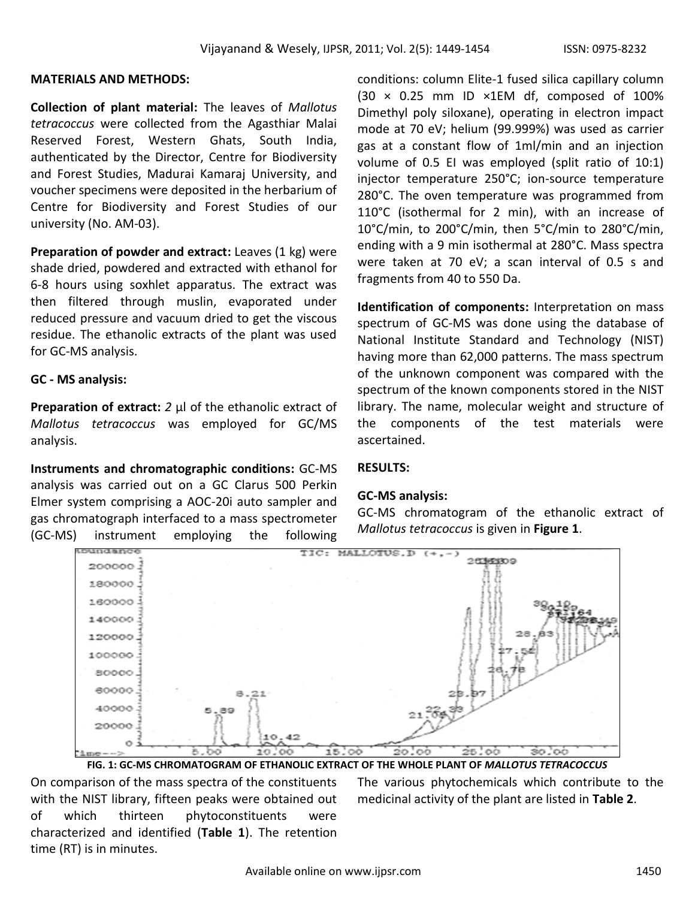**MATERIALS AND METHODS:**

**Collection of plant material:** The leaves of *Mallotus tetracoccus* were collected from the Agasthiar Malai Reserved Forest, Western Ghats, South India, authenticated by the Director, Centre for Biodiversity and Forest Studies, Madurai Kamaraj University, and voucher specimens were deposited in the herbarium of Centre for Biodiversity and Forest Studies of our university (No. AM-03).

**Preparation of powder and extract:** Leaves (1 kg) were shade dried, powdered and extracted with ethanol for 6-8 hours using soxhlet apparatus. The extract was then filtered through muslin, evaporated under reduced pressure and vacuum dried to get the viscous residue. The ethanolic extracts of the plant was used for GC-MS analysis.

**GC - MS analysis:**

**Preparation of extract:** *2* µl of the ethanolic extract of *Mallotus tetracoccus* was employed for GC/MS analysis.

**Instruments and chromatographic conditions:** GC-MS analysis was carried out on a GC Clarus 500 Perkin Elmer system comprising a AOC-20i auto sampler and gas chromatograph interfaced to a mass spectrometer (GC-MS) instrument employing the following conditions: column Elite-1 fused silica capillary column (30 × 0.25 mm ID ×1EM df, composed of 100% Dimethyl poly siloxane), operating in electron impact mode at 70 eV; helium (99.999%) was used as carrier gas at a constant flow of 1ml/min and an injection volume of 0.5 EI was employed (split ratio of 10:1) injector temperature 250°C; ion-source temperature 280°C. The oven temperature was programmed from 110°C (isothermal for 2 min), with an increase of 10°C/min, to 200°C/min, then 5°C/min to 280°C/min, ending with a 9 min isothermal at 280°C. Mass spectra were taken at 70 eV; a scan interval of 0.5 s and fragments from 40 to 550 Da.

**Identification of components:** Interpretation on mass spectrum of GC-MS was done using the database of National Institute Standard and Technology (NIST) having more than 62,000 patterns. The mass spectrum of the unknown component was compared with the spectrum of the known components stored in the NIST library. The name, molecular weight and structure of the components of the test materials were ascertained.

**RESULTS:**

**GC-MS analysis:**
GC-MS chromatogram of the ethanolic extract of *Mallotus tetracoccus* is given in **Figure 1**.

**FIG. 1: GC-MS CHROMATOGRAM OF ETHANOLIC EXTRACT OF THE WHOLE PLANT OF *MALLOTUS TETRACOCCUS***

On comparison of the mass spectra of the constituents with the NIST library, fifteen peaks were obtained out of which thirteen phytoconstituents were characterized and identified (**Table 1**). The retention time (RT) is in minutes.

The various phytochemicals which contribute to the medicinal activity of the plant are listed in **Table 2**.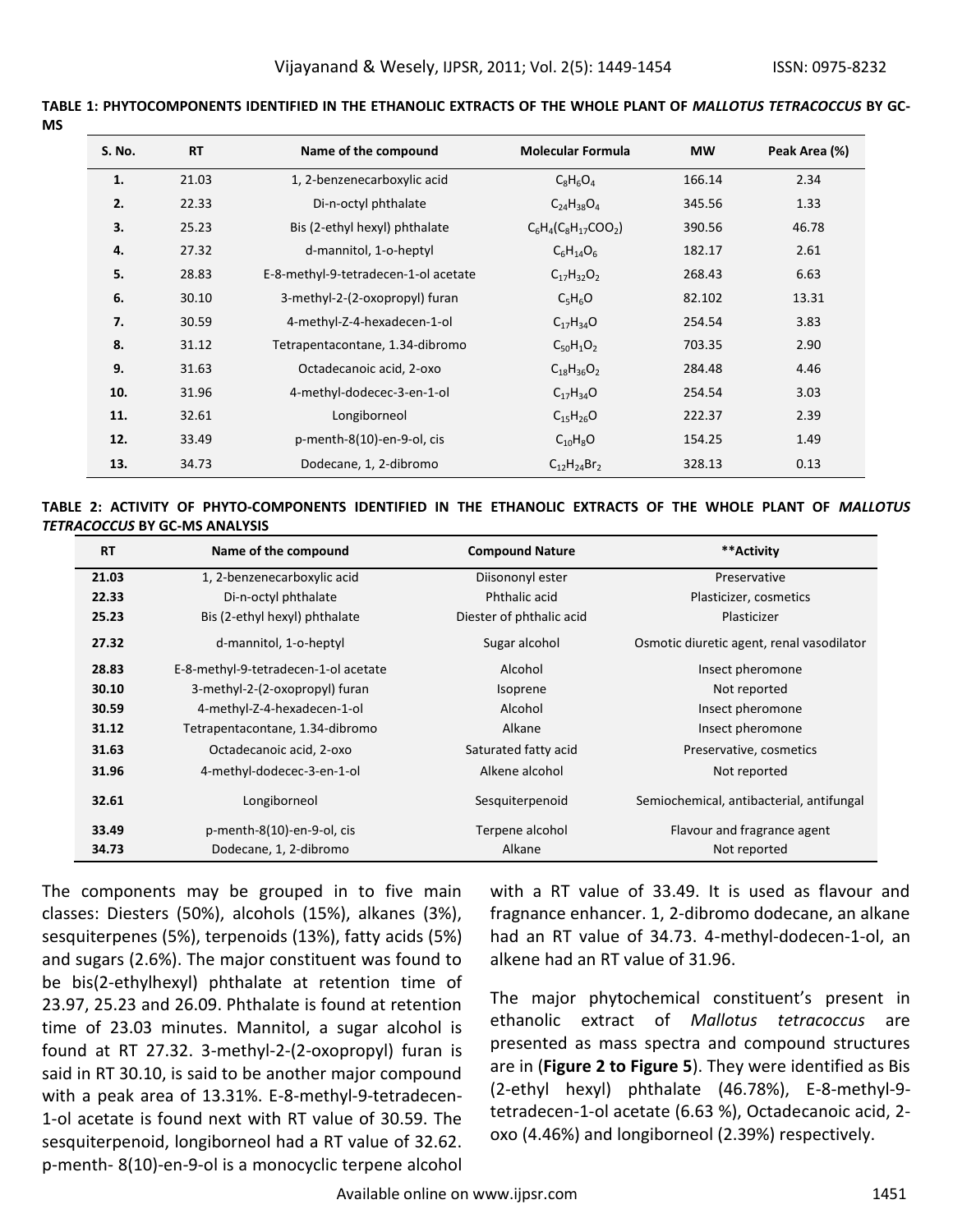**TABLE 1: PHYTOCOMPONENTS IDENTIFIED IN THE ETHANOLIC EXTRACTS OF THE WHOLE PLANT OF *MALLOTUS TETRACOCCUS* BY GC-MS**

| S. No. | RT | Name of the compound | Molecular Formula | MW | Peak Area (%) |
|---|---|---|---|---|---|
| **1.** | 21.03 | 1, 2-benzenecarboxylic acid | $C_8H_6O_4$ | 166.14 | 2.34 |
| **2.** | 22.33 | Di-n-octyl phthalate | $C_{24}H_{38}O_4$ | 345.56 | 1.33 |
| **3.** | 25.23 | Bis (2-ethyl hexyl) phthalate | $C_6H_4(C_8H_{17}COO_2)$ | 390.56 | 46.78 |
| **4.** | 27.32 | d-mannitol, 1-o-heptyl | $C_6H_{14}O_6$ | 182.17 | 2.61 |
| **5.** | 28.83 | E-8-methyl-9-tetradecen-1-ol acetate | $C_{17}H_{32}O_2$ | 268.43 | 6.63 |
| **6.** | 30.10 | 3-methyl-2-(2-oxopropyl) furan | $C_5H_6O$ | 82.102 | 13.31 |
| **7.** | 30.59 | 4-methyl-Z-4-hexadecen-1-ol | $C_{17}H_{34}O$ | 254.54 | 3.83 |
| **8.** | 31.12 | Tetrapentacontane, 1.34-dibromo | $C_{50}H_1O_2$ | 703.35 | 2.90 |
| **9.** | 31.63 | Octadecanoic acid, 2-oxo | $C_{18}H_{36}O_2$ | 284.48 | 4.46 |
| **10.** | 31.96 | 4-methyl-dodecec-3-en-1-ol | $C_{17}H_{34}O$ | 254.54 | 3.03 |
| **11.** | 32.61 | Longiborneol | $C_{15}H_{26}O$ | 222.37 | 2.39 |
| **12.** | 33.49 | p-menth-8(10)-en-9-ol, cis | $C_{10}H_8O$ | 154.25 | 1.49 |
| **13.** | 34.73 | Dodecane, 1, 2-dibromo | $C_{12}H_{24}Br_2$ | 328.13 | 0.13 |

**TABLE 2: ACTIVITY OF PHYTO-COMPONENTS IDENTIFIED IN THE ETHANOLIC EXTRACTS OF THE WHOLE PLANT OF *MALLOTUS TETRACOCCUS* BY GC-MS ANALYSIS**

| RT | Name of the compound | Compound Nature | **Activity |
|---|---|---|---|
| **21.03** | 1, 2-benzenecarboxylic acid | Diisononyl ester | Preservative |
| **22.33** | Di-n-octyl phthalate | Phthalic acid | Plasticizer, cosmetics |
| **25.23** | Bis (2-ethyl hexyl) phthalate | Diester of phthalic acid | Plasticizer |
| **27.32** | d-mannitol, 1-o-heptyl | Sugar alcohol | Osmotic diuretic agent, renal vasodilator |
| **28.83** | E-8-methyl-9-tetradecen-1-ol acetate | Alcohol | Insect pheromone |
| **30.10** | 3-methyl-2-(2-oxopropyl) furan | Isoprene | Not reported |
| **30.59** | 4-methyl-Z-4-hexadecen-1-ol | Alcohol | Insect pheromone |
| **31.12** | Tetrapentacontane, 1.34-dibromo | Alkane | Insect pheromone |
| **31.63** | Octadecanoic acid, 2-oxo | Saturated fatty acid | Preservative, cosmetics |
| **31.96** | 4-methyl-dodecec-3-en-1-ol | Alkene alcohol | Not reported |
| **32.61** | Longiborneol | Sesquiterpenoid | Semiochemical, antibacterial, antifungal |
| **33.49** | p-menth-8(10)-en-9-ol, cis | Terpene alcohol | Flavour and fragrance agent |
| **34.73** | Dodecane, 1, 2-dibromo | Alkane | Not reported |

The components may be grouped in to five main classes: Diesters (50%), alcohols (15%), alkanes (3%), sesquiterpenes (5%), terpenoids (13%), fatty acids (5%) and sugars (2.6%). The major constituent was found to be bis(2-ethylhexyl) phthalate at retention time of 23.97, 25.23 and 26.09. Phthalate is found at retention time of 23.03 minutes. Mannitol, a sugar alcohol is found at RT 27.32. 3-methyl-2-(2-oxopropyl) furan is said in RT 30.10, is said to be another major compound with a peak area of 13.31%. E-8-methyl-9-tetradecen-1-ol acetate is found next with RT value of 30.59. The sesquiterpenoid, longiborneol had a RT value of 32.62. p-menth- 8(10)-en-9-ol is a monocyclic terpene alcohol with a RT value of 33.49. It is used as flavour and fragnance enhancer. 1, 2-dibromo dodecane, an alkane had an RT value of 34.73. 4-methyl-dodecen-1-ol, an alkene had an RT value of 31.96.

The major phytochemical constituent's present in ethanolic extract of *Mallotus tetracoccus* are presented as mass spectra and compound structures are in (**Figure 2 to Figure 5**). They were identified as Bis (2-ethyl hexyl) phthalate (46.78%), E-8-methyl-9-tetradecen-1-ol acetate (6.63 %), Octadecanoic acid, 2-oxo (4.46%) and longiborneol (2.39%) respectively.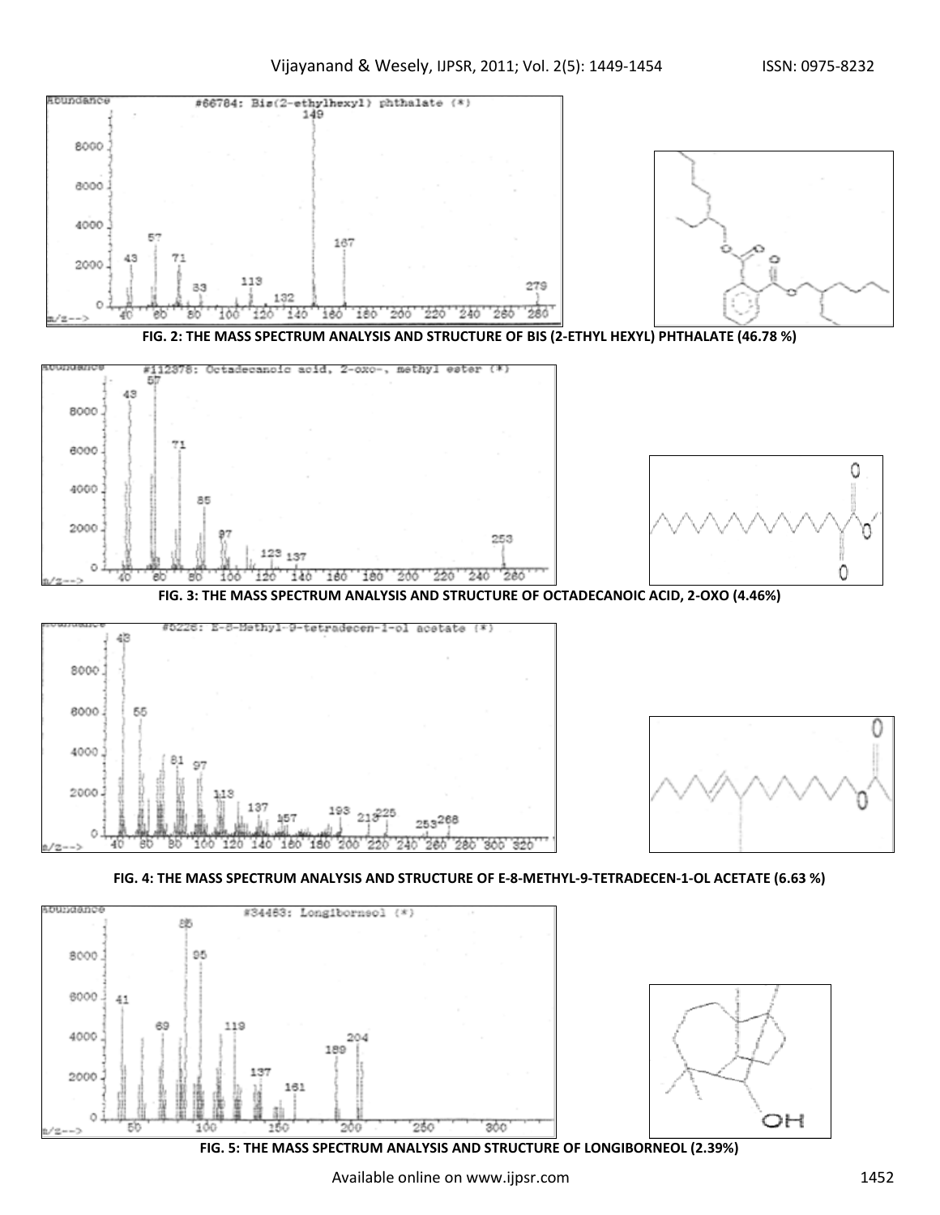FIG. 2: THE MASS SPECTRUM ANALYSIS AND STRUCTURE OF BIS (2-ETHYL HEXYL) PHTHALATE (46.78 %)

FIG. 3: THE MASS SPECTRUM ANALYSIS AND STRUCTURE OF OCTADECANOIC ACID, 2-OXO (4.46%)

FIG. 4: THE MASS SPECTRUM ANALYSIS AND STRUCTURE OF E-8-METHYL-9-TETRADECEN-1-OL ACETATE (6.63 %)

FIG. 5: THE MASS SPECTRUM ANALYSIS AND STRUCTURE OF LONGIBORNEOL (2.39%)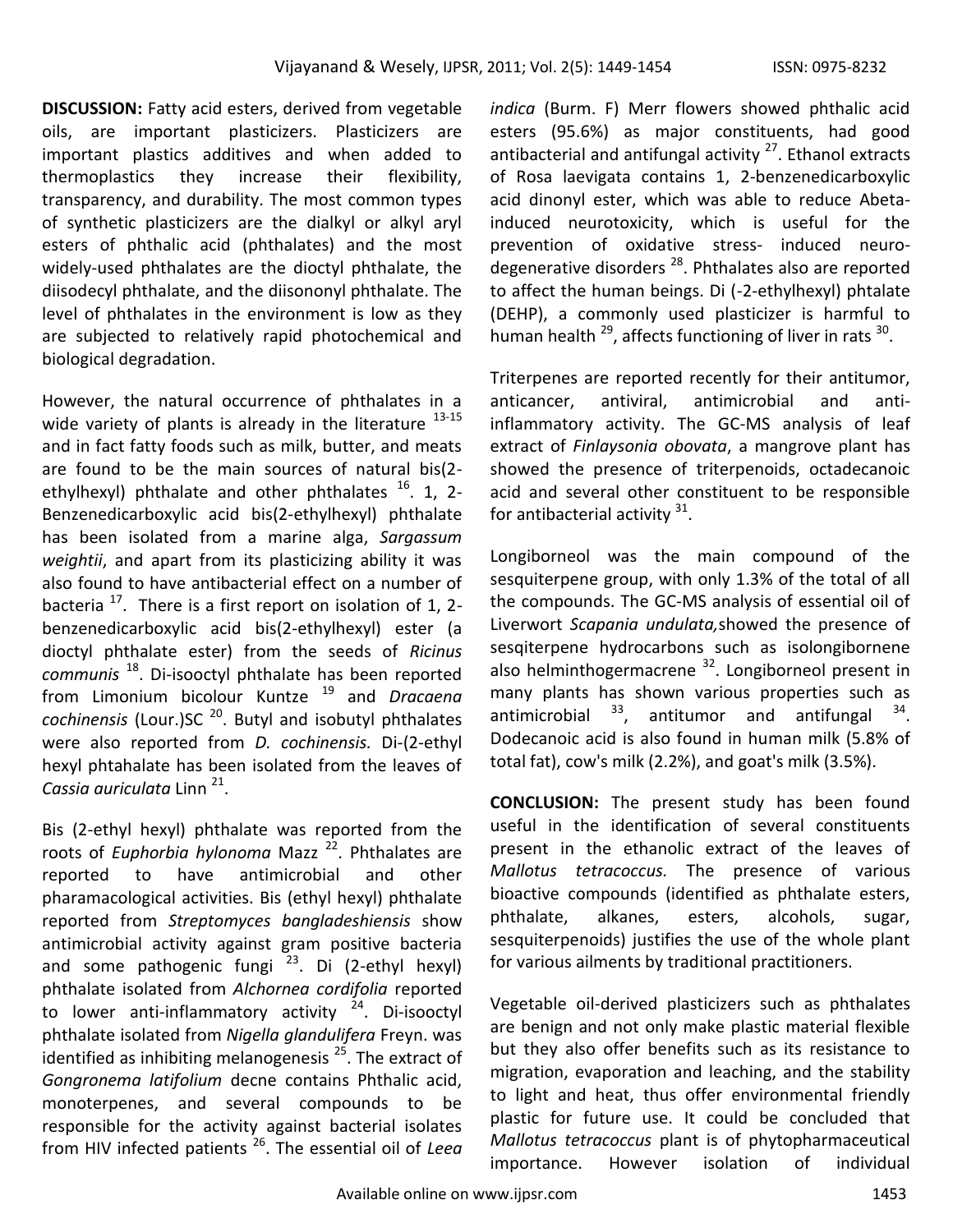**DISCUSSION:** Fatty acid esters, derived from vegetable oils, are important plasticizers. Plasticizers are important plastics additives and when added to thermoplastics they increase their flexibility, transparency, and durability. The most common types of synthetic plasticizers are the dialkyl or alkyl aryl esters of phthalic acid (phthalates) and the most widely-used phthalates are the dioctyl phthalate, the diisodecyl phthalate, and the diisononyl phthalate. The level of phthalates in the environment is low as they are subjected to relatively rapid photochemical and biological degradation.

However, the natural occurrence of phthalates in a wide variety of plants is already in the literature [13-15] and in fact fatty foods such as milk, butter, and meats are found to be the main sources of natural bis(2-ethylhexyl) phthalate and other phthalates [16]. 1, 2-Benzenedicarboxylic acid bis(2-ethylhexyl) phthalate has been isolated from a marine alga, *Sargassum weightii*, and apart from its plasticizing ability it was also found to have antibacterial effect on a number of bacteria [17]. There is a first report on isolation of 1, 2-benzenedicarboxylic acid bis(2-ethylhexyl) ester (a dioctyl phthalate ester) from the seeds of *Ricinus communis* [18]. Di-isooctyl phthalate has been reported from Limonium bicolour Kuntze [19] and *Dracaena cochinensis* (Lour.)SC [20]. Butyl and isobutyl phthalates were also reported from *D. cochinensis.* Di-(2-ethyl hexyl phtahalate has been isolated from the leaves of *Cassia auriculata* Linn [21].

Bis (2-ethyl hexyl) phthalate was reported from the roots of *Euphorbia hylonoma* Mazz [22]. Phthalates are reported to have antimicrobial and other pharamacological activities. Bis (ethyl hexyl) phthalate reported from *Streptomyces bangladeshiensis* show antimicrobial activity against gram positive bacteria and some pathogenic fungi [23]. Di (2-ethyl hexyl) phthalate isolated from *Alchornea cordifolia* reported to lower anti-inflammatory activity [24]. Di-isooctyl phthalate isolated from *Nigella glandulifera* Freyn. was identified as inhibiting melanogenesis [25]. The extract of *Gongronema latifolium* decne contains Phthalic acid, monoterpenes, and several compounds to be responsible for the activity against bacterial isolates from HIV infected patients [26]. The essential oil of *Leea indica* (Burm. F) Merr flowers showed phthalic acid esters (95.6%) as major constituents, had good antibacterial and antifungal activity [27]. Ethanol extracts of Rosa laevigata contains 1, 2-benzenedicarboxylic acid dinonyl ester, which was able to reduce Abeta-induced neurotoxicity, which is useful for the prevention of oxidative stress- induced neuro-degenerative disorders [28]. Phthalates also are reported to affect the human beings. Di (-2-ethylhexyl) phtalate (DEHP), a commonly used plasticizer is harmful to human health [29], affects functioning of liver in rats [30].

Triterpenes are reported recently for their antitumor, anticancer, antiviral, antimicrobial and anti-inflammatory activity. The GC-MS analysis of leaf extract of *Finlaysonia obovata*, a mangrove plant has showed the presence of triterpenoids, octadecanoic acid and several other constituent to be responsible for antibacterial activity [31].

Longiborneol was the main compound of the sesquiterpene group, with only 1.3% of the total of all the compounds. The GC-MS analysis of essential oil of Liverwort *Scapania undulata,*showed the presence of sesqiterpene hydrocarbons such as isolongibornene also helminthogermacrene [32]. Longiborneol present in many plants has shown various properties such as antimicrobial [33], antitumor and antifungal [34]. Dodecanoic acid is also found in human milk (5.8% of total fat), cow's milk (2.2%), and goat's milk (3.5%).

**CONCLUSION:** The present study has been found useful in the identification of several constituents present in the ethanolic extract of the leaves of *Mallotus tetracoccus.* The presence of various bioactive compounds (identified as phthalate esters, phthalate, alkanes, esters, alcohols, sugar, sesquiterpenoids) justifies the use of the whole plant for various ailments by traditional practitioners.

Vegetable oil-derived plasticizers such as phthalates are benign and not only make plastic material flexible but they also offer benefits such as its resistance to migration, evaporation and leaching, and the stability to light and heat, thus offer environmental friendly plastic for future use. It could be concluded that *Mallotus tetracoccus* plant is of phytopharmaceutical importance. However isolation of individual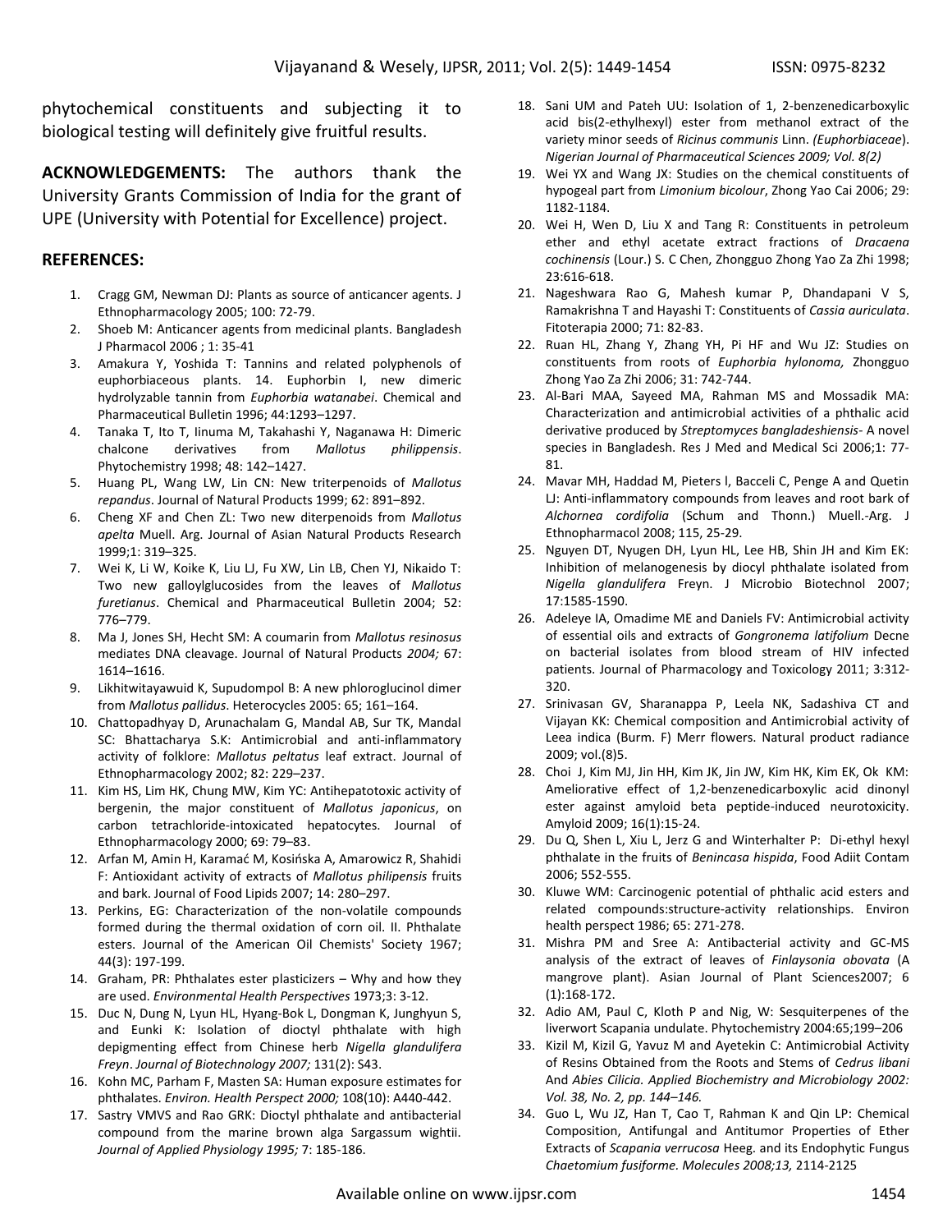phytochemical constituents and subjecting it to biological testing will definitely give fruitful results.

**ACKNOWLEDGEMENTS:** The authors thank the University Grants Commission of India for the grant of UPE (University with Potential for Excellence) project.

## REFERENCES:

1. Cragg GM, Newman DJ: Plants as source of anticancer agents. J Ethnopharmacology 2005; 100: 72-79.
2. Shoeb M: Anticancer agents from medicinal plants. Bangladesh J Pharmacol 2006 ; 1: 35-41
3. Amakura Y, Yoshida T: Tannins and related polyphenols of euphorbiaceous plants. 14. Euphorbin I, new dimeric hydrolyzable tannin from *Euphorbia watanabei*. Chemical and Pharmaceutical Bulletin 1996; 44:1293–1297.
4. Tanaka T, Ito T, Iinuma M, Takahashi Y, Naganawa H: Dimeric chalcone derivatives from *Mallotus philippensis*. Phytochemistry 1998; 48: 142–1427.
5. Huang PL, Wang LW, Lin CN: New triterpenoids of *Mallotus repandus*. Journal of Natural Products 1999; 62: 891–892.
6. Cheng XF and Chen ZL: Two new diterpenoids from *Mallotus apelta* Muell. Arg. Journal of Asian Natural Products Research 1999;1: 319–325.
7. Wei K, Li W, Koike K, Liu LJ, Fu XW, Lin LB, Chen YJ, Nikaido T: Two new galloylglucosides from the leaves of *Mallotus furetianus*. Chemical and Pharmaceutical Bulletin 2004; 52: 776–779.
8. Ma J, Jones SH, Hecht SM: A coumarin from *Mallotus resinosus* mediates DNA cleavage. Journal of Natural Products *2004;* 67: 1614–1616.
9. Likhitwitayawuid K, Supudompol B: A new phloroglucinol dimer from *Mallotus pallidus*. Heterocycles 2005: 65; 161–164.
10. Chattopadhyay D, Arunachalam G, Mandal AB, Sur TK, Mandal SC: Bhattacharya S.K: Antimicrobial and anti-inflammatory activity of folklore: *Mallotus peltatus* leaf extract. Journal of Ethnopharmacology 2002; 82: 229–237.
11. Kim HS, Lim HK, Chung MW, Kim YC: Antihepatotoxic activity of bergenin, the major constituent of *Mallotus japonicus*, on carbon tetrachloride-intoxicated hepatocytes. Journal of Ethnopharmacology 2000; 69: 79–83.
12. Arfan M, Amin H, Karamać M, Kosińska A, Amarowicz R, Shahidi F: Antioxidant activity of extracts of *Mallotus philipensis* fruits and bark. Journal of Food Lipids 2007; 14: 280–297.
13. Perkins, EG: Characterization of the non-volatile compounds formed during the thermal oxidation of corn oil. II. Phthalate esters. Journal of the American Oil Chemists' Society 1967; 44(3): 197-199.
14. Graham, PR: Phthalates ester plasticizers – Why and how they are used. *Environmental Health Perspectives* 1973;3: 3-12.
15. Duc N, Dung N, Lyun HL, Hyang-Bok L, Dongman K, Junghyun S, and Eunki K: Isolation of dioctyl phthalate with high depigmenting effect from Chinese herb *Nigella glandulifera Freyn*. *Journal of Biotechnology 2007;* 131(2): S43.
16. Kohn MC, Parham F, Masten SA: Human exposure estimates for phthalates. *Environ. Health Perspect 2000;* 108(10): A440-442.
17. Sastry VMVS and Rao GRK: Dioctyl phthalate and antibacterial compound from the marine brown alga Sargassum wightii. *Journal of Applied Physiology 1995;* 7: 185-186.
18. Sani UM and Pateh UU: Isolation of 1, 2-benzenedicarboxylic acid bis(2-ethylhexyl) ester from methanol extract of the variety minor seeds of *Ricinus communis* Linn. *(Euphorbiaceae*). *Nigerian Journal of Pharmaceutical Sciences 2009; Vol. 8(2)*
19. Wei YX and Wang JX: Studies on the chemical constituents of hypogeal part from *Limonium bicolour*, Zhong Yao Cai 2006; 29: 1182-1184.
20. Wei H, Wen D, Liu X and Tang R: Constituents in petroleum ether and ethyl acetate extract fractions of *Dracaena cochinensis* (Lour.) S. C Chen, Zhongguo Zhong Yao Za Zhi 1998; 23:616-618.
21. Nageshwara Rao G, Mahesh kumar P, Dhandapani V S, Ramakrishna T and Hayashi T: Constituents of *Cassia auriculata*. Fitoterapia 2000; 71: 82-83.
22. Ruan HL, Zhang Y, Zhang YH, Pi HF and Wu JZ: Studies on constituents from roots of *Euphorbia hylonoma,* Zhongguo Zhong Yao Za Zhi 2006; 31: 742-744.
23. Al-Bari MAA, Sayeed MA, Rahman MS and Mossadik MA: Characterization and antimicrobial activities of a phthalic acid derivative produced by *Streptomyces bangladeshiensis*- A novel species in Bangladesh. Res J Med and Medical Sci 2006;1: 77-81.
24. Mavar MH, Haddad M, Pieters l, Bacceli C, Penge A and Quetin LJ: Anti-inflammatory compounds from leaves and root bark of *Alchornea cordifolia* (Schum and Thonn.) Muell.-Arg. J Ethnopharmacol 2008; 115, 25-29.
25. Nguyen DT, Nyugen DH, Lyun HL, Lee HB, Shin JH and Kim EK: Inhibition of melanogenesis by diocyl phthalate isolated from *Nigella glandulifera* Freyn. J Microbio Biotechnol 2007; 17:1585-1590.
26. Adeleye IA, Omadime ME and Daniels FV: Antimicrobial activity of essential oils and extracts of *Gongronema latifolium* Decne on bacterial isolates from blood stream of HIV infected patients. Journal of Pharmacology and Toxicology 2011; 3:312-320.
27. Srinivasan GV, Sharanappa P, Leela NK, Sadashiva CT and Vijayan KK: Chemical composition and Antimicrobial activity of Leea indica (Burm. F) Merr flowers. Natural product radiance 2009; vol.(8)5.
28. Choi J, Kim MJ, Jin HH, Kim JK, Jin JW, Kim HK, Kim EK, Ok KM: Ameliorative effect of 1,2-benzenedicarboxylic acid dinonyl ester against amyloid beta peptide-induced neurotoxicity. Amyloid 2009; 16(1):15-24.
29. Du Q, Shen L, Xiu L, Jerz G and Winterhalter P: Di-ethyl hexyl phthalate in the fruits of *Benincasa hispida*, Food Adiit Contam 2006; 552-555.
30. Kluwe WM: Carcinogenic potential of phthalic acid esters and related compounds:structure-activity relationships. Environ health perspect 1986; 65: 271-278.
31. Mishra PM and Sree A: Antibacterial activity and GC-MS analysis of the extract of leaves of *Finlaysonia obovata* (A mangrove plant). Asian Journal of Plant Sciences2007; 6 (1):168-172.
32. Adio AM, Paul C, Kloth P and Nig, W: Sesquiterpenes of the liverwort Scapania undulate. Phytochemistry 2004:65;199–206
33. Kizil M, Kizil G, Yavuz M and Ayetekin C: Antimicrobial Activity of Resins Obtained from the Roots and Stems of *Cedrus libani* And *Abies Cilicia. Applied Biochemistry and Microbiology 2002: Vol. 38, No. 2, pp. 144–146.*
34. Guo L, Wu JZ, Han T, Cao T, Rahman K and Qin LP: Chemical Composition, Antifungal and Antitumor Properties of Ether Extracts of *Scapania verrucosa* Heeg. and its Endophytic Fungus *Chaetomium fusiforme. Molecules 2008;13,* 2114-2125